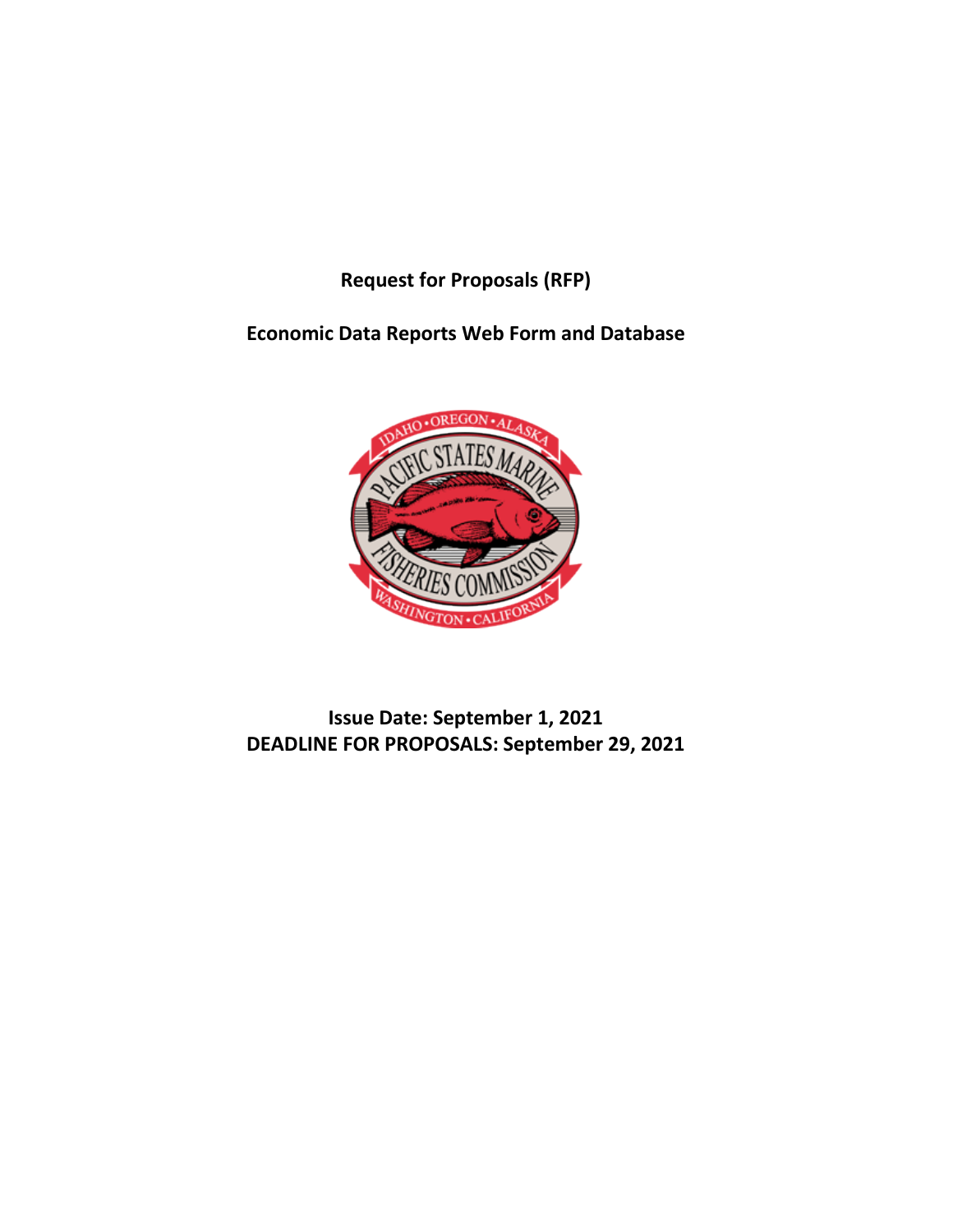# Request for Proposals (RFP)

## Economic Data Reports Web Form and Database

**Issue Date: September 1, 2021**
**DEADLINE FOR PROPOSALS: September 29, 2021**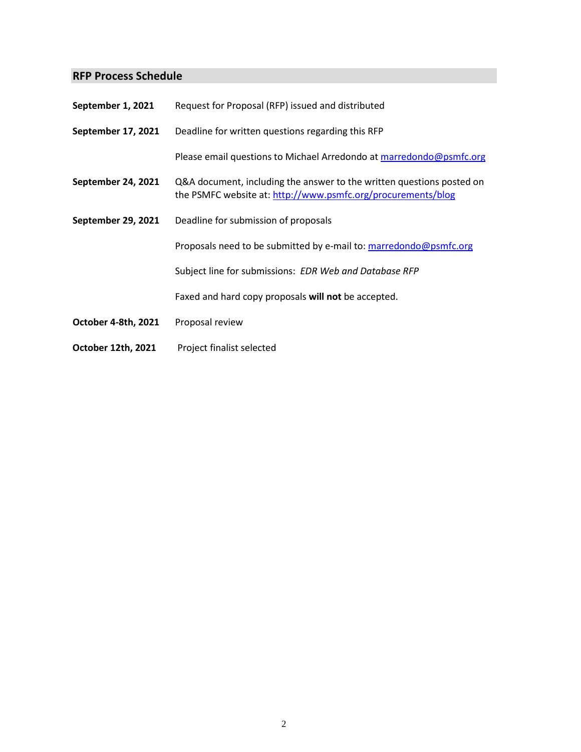## RFP Process Schedule

**September 1, 2021** Request for Proposal (RFP) issued and distributed

**September 17, 2021** Deadline for written questions regarding this RFP

Please email questions to Michael Arredondo at marredondo@psmfc.org

**September 24, 2021** Q&A document, including the answer to the written questions posted on the PSMFC website at: http://www.psmfc.org/procurements/blog

**September 29, 2021** Deadline for submission of proposals

Proposals need to be submitted by e-mail to: marredondo@psmfc.org

Subject line for submissions: *EDR Web and Database RFP*

Faxed and hard copy proposals **will not** be accepted.

**October 4-8th, 2021** Proposal review

**October 12th, 2021** Project finalist selected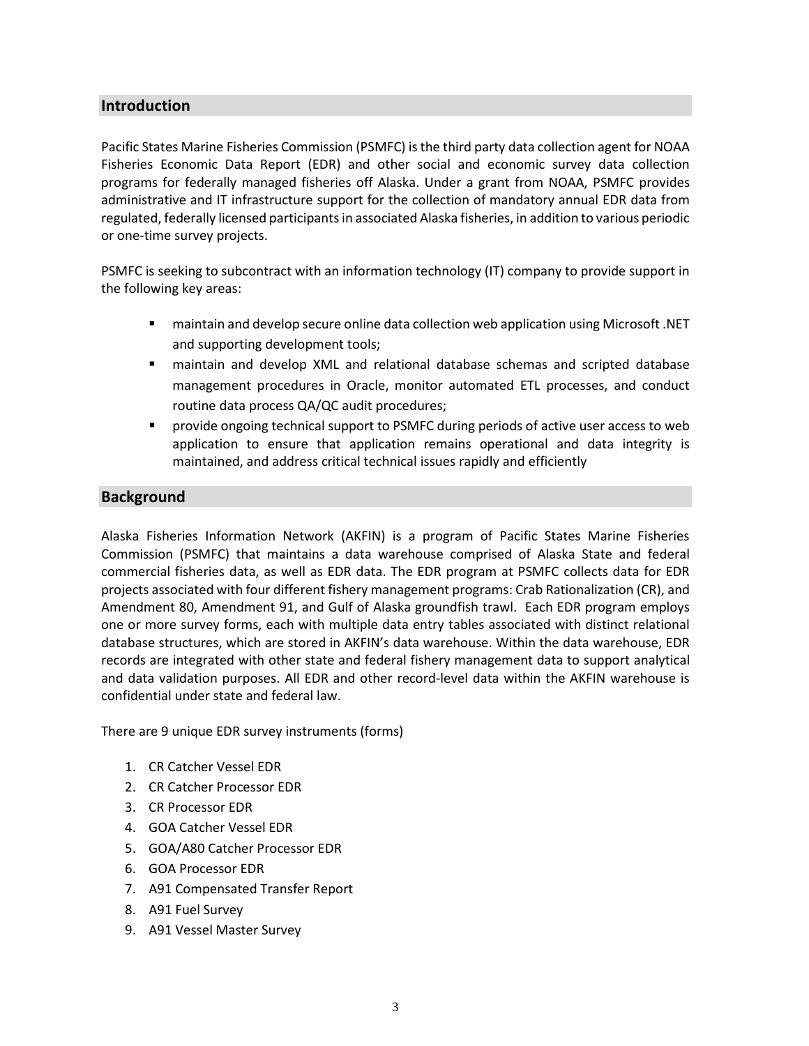## Introduction

Pacific States Marine Fisheries Commission (PSMFC) is the third party data collection agent for NOAA Fisheries Economic Data Report (EDR) and other social and economic survey data collection programs for federally managed fisheries off Alaska. Under a grant from NOAA, PSMFC provides administrative and IT infrastructure support for the collection of mandatory annual EDR data from regulated, federally licensed participants in associated Alaska fisheries, in addition to various periodic or one-time survey projects.

PSMFC is seeking to subcontract with an information technology (IT) company to provide support in the following key areas:

- maintain and develop secure online data collection web application using Microsoft .NET and supporting development tools;
- maintain and develop XML and relational database schemas and scripted database management procedures in Oracle, monitor automated ETL processes, and conduct routine data process QA/QC audit procedures;
- provide ongoing technical support to PSMFC during periods of active user access to web application to ensure that application remains operational and data integrity is maintained, and address critical technical issues rapidly and efficiently

## Background

Alaska Fisheries Information Network (AKFIN) is a program of Pacific States Marine Fisheries Commission (PSMFC) that maintains a data warehouse comprised of Alaska State and federal commercial fisheries data, as well as EDR data. The EDR program at PSMFC collects data for EDR projects associated with four different fishery management programs: Crab Rationalization (CR), and Amendment 80, Amendment 91, and Gulf of Alaska groundfish trawl. Each EDR program employs one or more survey forms, each with multiple data entry tables associated with distinct relational database structures, which are stored in AKFIN's data warehouse. Within the data warehouse, EDR records are integrated with other state and federal fishery management data to support analytical and data validation purposes. All EDR and other record-level data within the AKFIN warehouse is confidential under state and federal law.

There are 9 unique EDR survey instruments (forms)

1. CR Catcher Vessel EDR
2. CR Catcher Processor EDR
3. CR Processor EDR
4. GOA Catcher Vessel EDR
5. GOA/A80 Catcher Processor EDR
6. GOA Processor EDR
7. A91 Compensated Transfer Report
8. A91 Fuel Survey
9. A91 Vessel Master Survey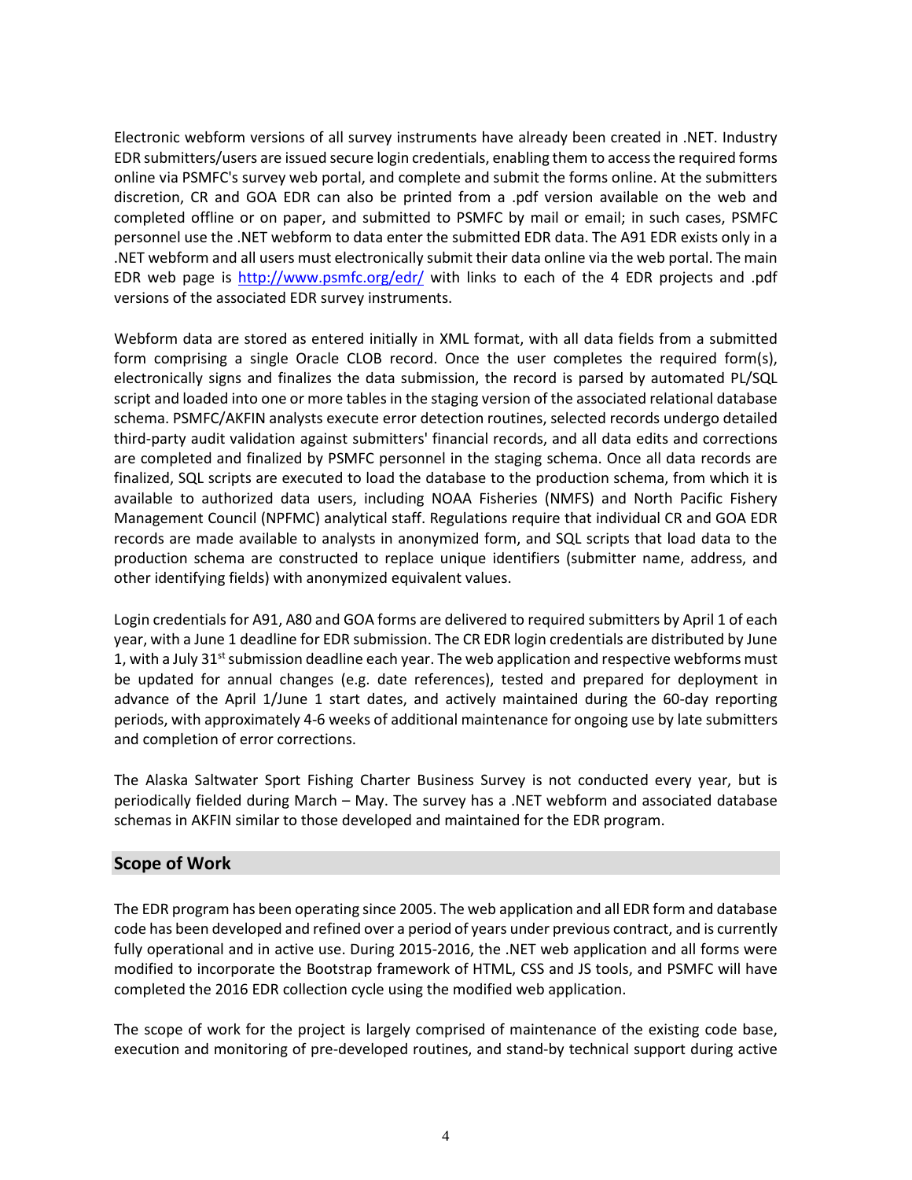Electronic webform versions of all survey instruments have already been created in .NET. Industry EDR submitters/users are issued secure login credentials, enabling them to access the required forms online via PSMFC's survey web portal, and complete and submit the forms online. At the submitters discretion, CR and GOA EDR can also be printed from a .pdf version available on the web and completed offline or on paper, and submitted to PSMFC by mail or email; in such cases, PSMFC personnel use the .NET webform to data enter the submitted EDR data. The A91 EDR exists only in a .NET webform and all users must electronically submit their data online via the web portal. The main EDR web page is http://www.psmfc.org/edr/ with links to each of the 4 EDR projects and .pdf versions of the associated EDR survey instruments.

Webform data are stored as entered initially in XML format, with all data fields from a submitted form comprising a single Oracle CLOB record. Once the user completes the required form(s), electronically signs and finalizes the data submission, the record is parsed by automated PL/SQL script and loaded into one or more tables in the staging version of the associated relational database schema. PSMFC/AKFIN analysts execute error detection routines, selected records undergo detailed third-party audit validation against submitters' financial records, and all data edits and corrections are completed and finalized by PSMFC personnel in the staging schema. Once all data records are finalized, SQL scripts are executed to load the database to the production schema, from which it is available to authorized data users, including NOAA Fisheries (NMFS) and North Pacific Fishery Management Council (NPFMC) analytical staff. Regulations require that individual CR and GOA EDR records are made available to analysts in anonymized form, and SQL scripts that load data to the production schema are constructed to replace unique identifiers (submitter name, address, and other identifying fields) with anonymized equivalent values.

Login credentials for A91, A80 and GOA forms are delivered to required submitters by April 1 of each year, with a June 1 deadline for EDR submission. The CR EDR login credentials are distributed by June 1, with a July 31st submission deadline each year. The web application and respective webforms must be updated for annual changes (e.g. date references), tested and prepared for deployment in advance of the April 1/June 1 start dates, and actively maintained during the 60-day reporting periods, with approximately 4-6 weeks of additional maintenance for ongoing use by late submitters and completion of error corrections.

The Alaska Saltwater Sport Fishing Charter Business Survey is not conducted every year, but is periodically fielded during March – May. The survey has a .NET webform and associated database schemas in AKFIN similar to those developed and maintained for the EDR program.

## Scope of Work

The EDR program has been operating since 2005. The web application and all EDR form and database code has been developed and refined over a period of years under previous contract, and is currently fully operational and in active use. During 2015-2016, the .NET web application and all forms were modified to incorporate the Bootstrap framework of HTML, CSS and JS tools, and PSMFC will have completed the 2016 EDR collection cycle using the modified web application.

The scope of work for the project is largely comprised of maintenance of the existing code base, execution and monitoring of pre-developed routines, and stand-by technical support during active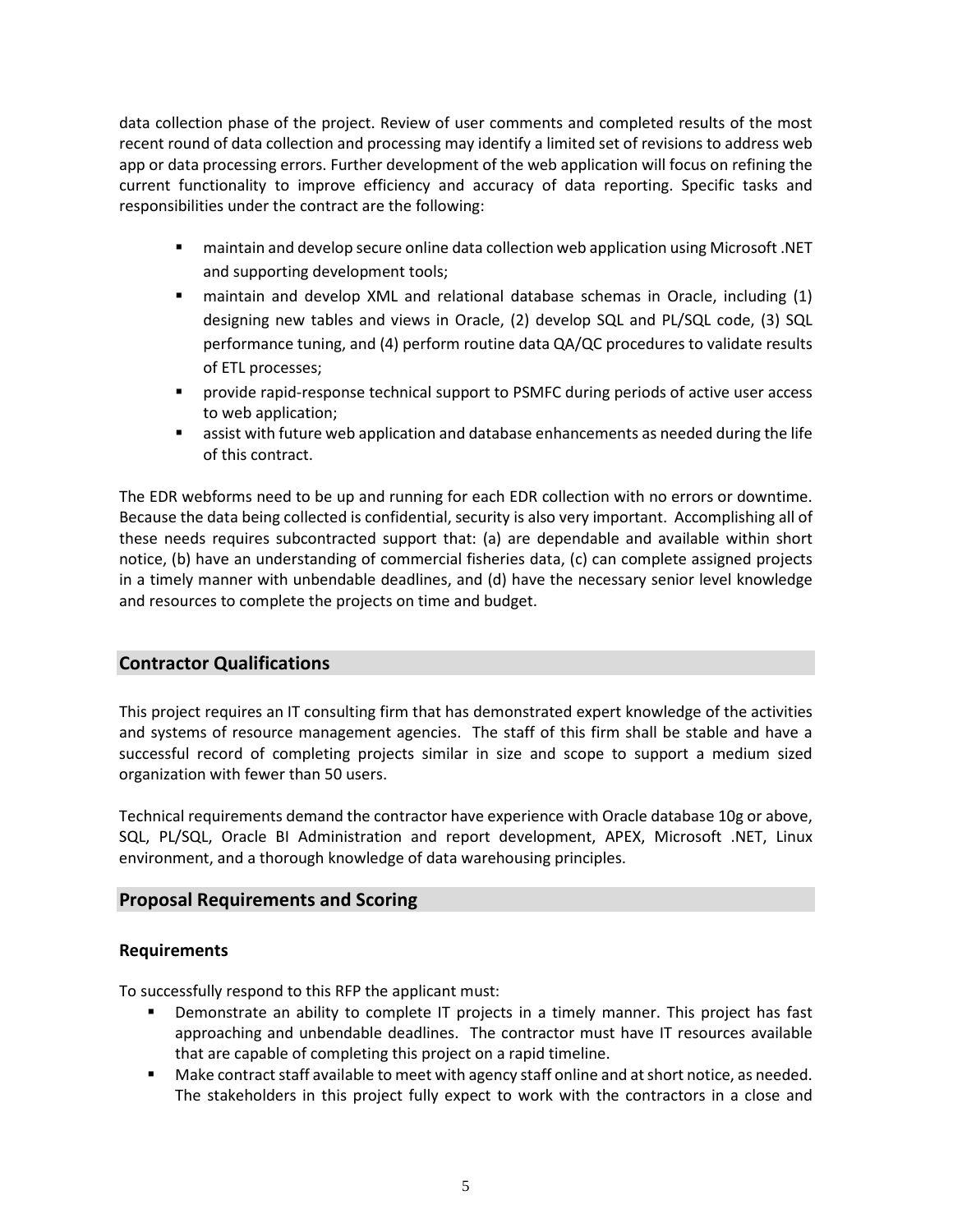data collection phase of the project. Review of user comments and completed results of the most recent round of data collection and processing may identify a limited set of revisions to address web app or data processing errors. Further development of the web application will focus on refining the current functionality to improve efficiency and accuracy of data reporting. Specific tasks and responsibilities under the contract are the following:

- maintain and develop secure online data collection web application using Microsoft .NET and supporting development tools;
- maintain and develop XML and relational database schemas in Oracle, including (1) designing new tables and views in Oracle, (2) develop SQL and PL/SQL code, (3) SQL performance tuning, and (4) perform routine data QA/QC procedures to validate results of ETL processes;
- provide rapid-response technical support to PSMFC during periods of active user access to web application;
- assist with future web application and database enhancements as needed during the life of this contract.

The EDR webforms need to be up and running for each EDR collection with no errors or downtime. Because the data being collected is confidential, security is also very important. Accomplishing all of these needs requires subcontracted support that: (a) are dependable and available within short notice, (b) have an understanding of commercial fisheries data, (c) can complete assigned projects in a timely manner with unbendable deadlines, and (d) have the necessary senior level knowledge and resources to complete the projects on time and budget.

## Contractor Qualifications

This project requires an IT consulting firm that has demonstrated expert knowledge of the activities and systems of resource management agencies. The staff of this firm shall be stable and have a successful record of completing projects similar in size and scope to support a medium sized organization with fewer than 50 users.

Technical requirements demand the contractor have experience with Oracle database 10g or above, SQL, PL/SQL, Oracle BI Administration and report development, APEX, Microsoft .NET, Linux environment, and a thorough knowledge of data warehousing principles.

## Proposal Requirements and Scoring

### Requirements

To successfully respond to this RFP the applicant must:

- Demonstrate an ability to complete IT projects in a timely manner. This project has fast approaching and unbendable deadlines. The contractor must have IT resources available that are capable of completing this project on a rapid timeline.
- Make contract staff available to meet with agency staff online and at short notice, as needed. The stakeholders in this project fully expect to work with the contractors in a close and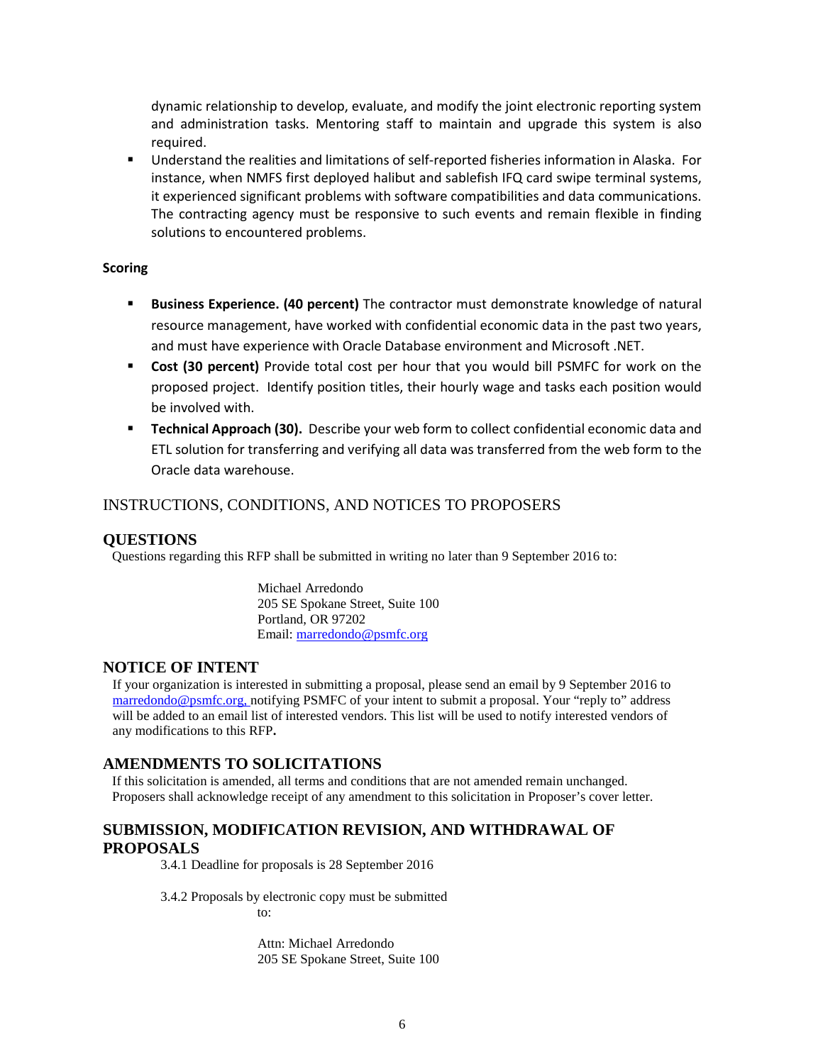dynamic relationship to develop, evaluate, and modify the joint electronic reporting system and administration tasks. Mentoring staff to maintain and upgrade this system is also required.

- Understand the realities and limitations of self-reported fisheries information in Alaska. For instance, when NMFS first deployed halibut and sablefish IFQ card swipe terminal systems, it experienced significant problems with software compatibilities and data communications. The contracting agency must be responsive to such events and remain flexible in finding solutions to encountered problems.

**Scoring**

- **Business Experience. (40 percent)** The contractor must demonstrate knowledge of natural resource management, have worked with confidential economic data in the past two years, and must have experience with Oracle Database environment and Microsoft .NET.
- **Cost (30 percent)** Provide total cost per hour that you would bill PSMFC for work on the proposed project. Identify position titles, their hourly wage and tasks each position would be involved with.
- **Technical Approach (30).** Describe your web form to collect confidential economic data and ETL solution for transferring and verifying all data was transferred from the web form to the Oracle data warehouse.

## INSTRUCTIONS, CONDITIONS, AND NOTICES TO PROPOSERS

## QUESTIONS

Questions regarding this RFP shall be submitted in writing no later than 9 September 2016 to:

Michael Arredondo
205 SE Spokane Street, Suite 100
Portland, OR 97202
Email: marredondo@psmfc.org

## NOTICE OF INTENT

If your organization is interested in submitting a proposal, please send an email by 9 September 2016 to marredondo@psmfc.org, notifying PSMFC of your intent to submit a proposal. Your "reply to" address will be added to an email list of interested vendors. This list will be used to notify interested vendors of any modifications to this RFP**.**

## AMENDMENTS TO SOLICITATIONS

If this solicitation is amended, all terms and conditions that are not amended remain unchanged. Proposers shall acknowledge receipt of any amendment to this solicitation in Proposer's cover letter.

## SUBMISSION, MODIFICATION REVISION, AND WITHDRAWAL OF PROPOSALS

3.4.1 Deadline for proposals is 28 September 2016

3.4.2 Proposals by electronic copy must be submitted to:

Attn: Michael Arredondo
205 SE Spokane Street, Suite 100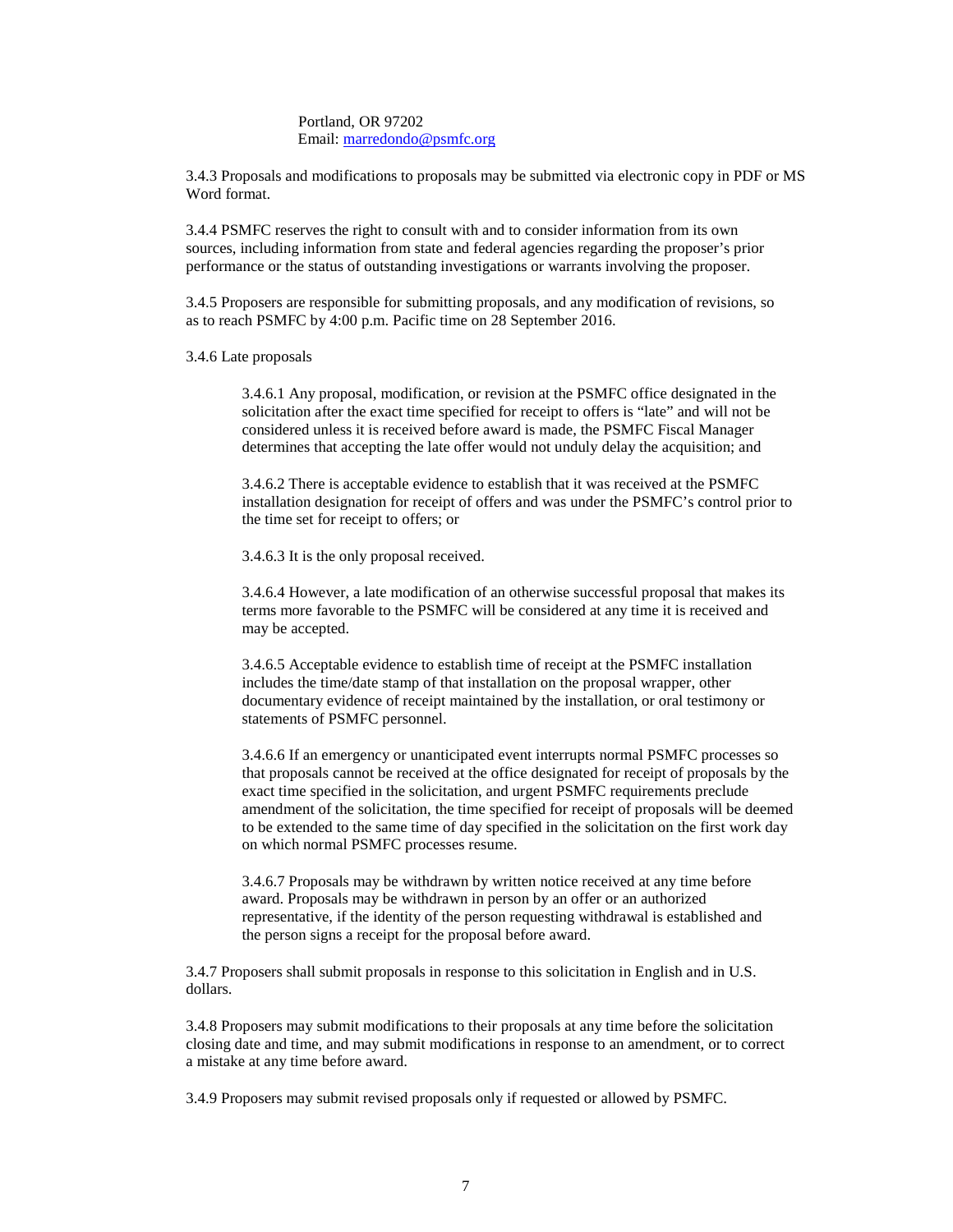Portland, OR 97202
Email: marredondo@psmfc.org

3.4.3 Proposals and modifications to proposals may be submitted via electronic copy in PDF or MS Word format.

3.4.4 PSMFC reserves the right to consult with and to consider information from its own sources, including information from state and federal agencies regarding the proposer's prior performance or the status of outstanding investigations or warrants involving the proposer.

3.4.5 Proposers are responsible for submitting proposals, and any modification of revisions, so as to reach PSMFC by 4:00 p.m. Pacific time on 28 September 2016.

3.4.6 Late proposals

3.4.6.1 Any proposal, modification, or revision at the PSMFC office designated in the solicitation after the exact time specified for receipt to offers is "late" and will not be considered unless it is received before award is made, the PSMFC Fiscal Manager determines that accepting the late offer would not unduly delay the acquisition; and

3.4.6.2 There is acceptable evidence to establish that it was received at the PSMFC installation designation for receipt of offers and was under the PSMFC's control prior to the time set for receipt to offers; or

3.4.6.3 It is the only proposal received.

3.4.6.4 However, a late modification of an otherwise successful proposal that makes its terms more favorable to the PSMFC will be considered at any time it is received and may be accepted.

3.4.6.5 Acceptable evidence to establish time of receipt at the PSMFC installation includes the time/date stamp of that installation on the proposal wrapper, other documentary evidence of receipt maintained by the installation, or oral testimony or statements of PSMFC personnel.

3.4.6.6 If an emergency or unanticipated event interrupts normal PSMFC processes so that proposals cannot be received at the office designated for receipt of proposals by the exact time specified in the solicitation, and urgent PSMFC requirements preclude amendment of the solicitation, the time specified for receipt of proposals will be deemed to be extended to the same time of day specified in the solicitation on the first work day on which normal PSMFC processes resume.

3.4.6.7 Proposals may be withdrawn by written notice received at any time before award. Proposals may be withdrawn in person by an offer or an authorized representative, if the identity of the person requesting withdrawal is established and the person signs a receipt for the proposal before award.

3.4.7 Proposers shall submit proposals in response to this solicitation in English and in U.S. dollars.

3.4.8 Proposers may submit modifications to their proposals at any time before the solicitation closing date and time, and may submit modifications in response to an amendment, or to correct a mistake at any time before award.

3.4.9 Proposers may submit revised proposals only if requested or allowed by PSMFC.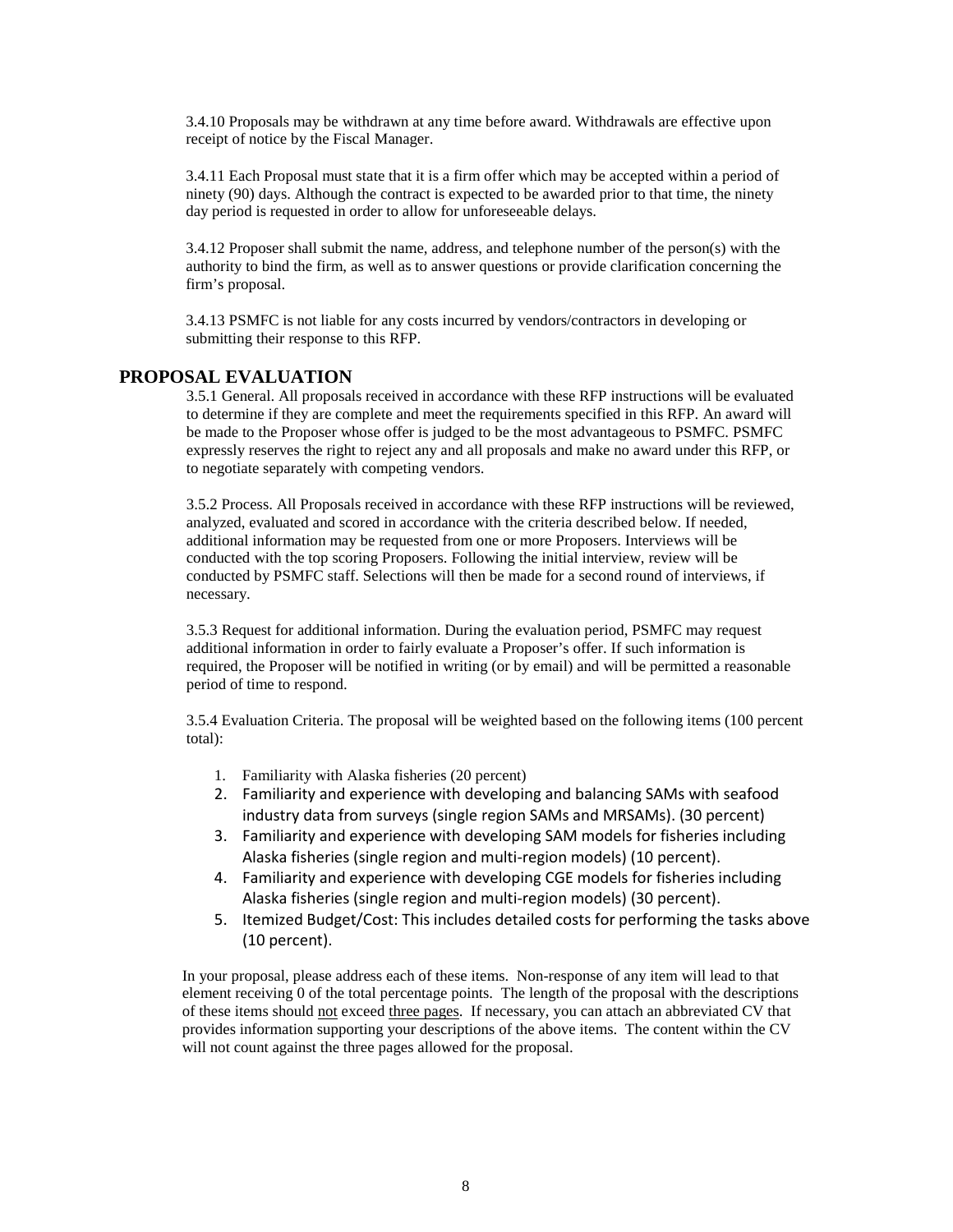3.4.10 Proposals may be withdrawn at any time before award. Withdrawals are effective upon receipt of notice by the Fiscal Manager.

3.4.11 Each Proposal must state that it is a firm offer which may be accepted within a period of ninety (90) days. Although the contract is expected to be awarded prior to that time, the ninety day period is requested in order to allow for unforeseeable delays.

3.4.12 Proposer shall submit the name, address, and telephone number of the person(s) with the authority to bind the firm, as well as to answer questions or provide clarification concerning the firm's proposal.

3.4.13 PSMFC is not liable for any costs incurred by vendors/contractors in developing or submitting their response to this RFP.

## PROPOSAL EVALUATION

3.5.1 General. All proposals received in accordance with these RFP instructions will be evaluated to determine if they are complete and meet the requirements specified in this RFP. An award will be made to the Proposer whose offer is judged to be the most advantageous to PSMFC. PSMFC expressly reserves the right to reject any and all proposals and make no award under this RFP, or to negotiate separately with competing vendors.

3.5.2 Process. All Proposals received in accordance with these RFP instructions will be reviewed, analyzed, evaluated and scored in accordance with the criteria described below. If needed, additional information may be requested from one or more Proposers. Interviews will be conducted with the top scoring Proposers. Following the initial interview, review will be conducted by PSMFC staff. Selections will then be made for a second round of interviews, if necessary.

3.5.3 Request for additional information. During the evaluation period, PSMFC may request additional information in order to fairly evaluate a Proposer's offer. If such information is required, the Proposer will be notified in writing (or by email) and will be permitted a reasonable period of time to respond.

3.5.4 Evaluation Criteria. The proposal will be weighted based on the following items (100 percent total):

1. Familiarity with Alaska fisheries (20 percent)
2. Familiarity and experience with developing and balancing SAMs with seafood industry data from surveys (single region SAMs and MRSAMs). (30 percent)
3. Familiarity and experience with developing SAM models for fisheries including Alaska fisheries (single region and multi-region models) (10 percent).
4. Familiarity and experience with developing CGE models for fisheries including Alaska fisheries (single region and multi-region models) (30 percent).
5. Itemized Budget/Cost: This includes detailed costs for performing the tasks above (10 percent).

In your proposal, please address each of these items. Non-response of any item will lead to that element receiving 0 of the total percentage points. The length of the proposal with the descriptions of these items should not exceed three pages. If necessary, you can attach an abbreviated CV that provides information supporting your descriptions of the above items. The content within the CV will not count against the three pages allowed for the proposal.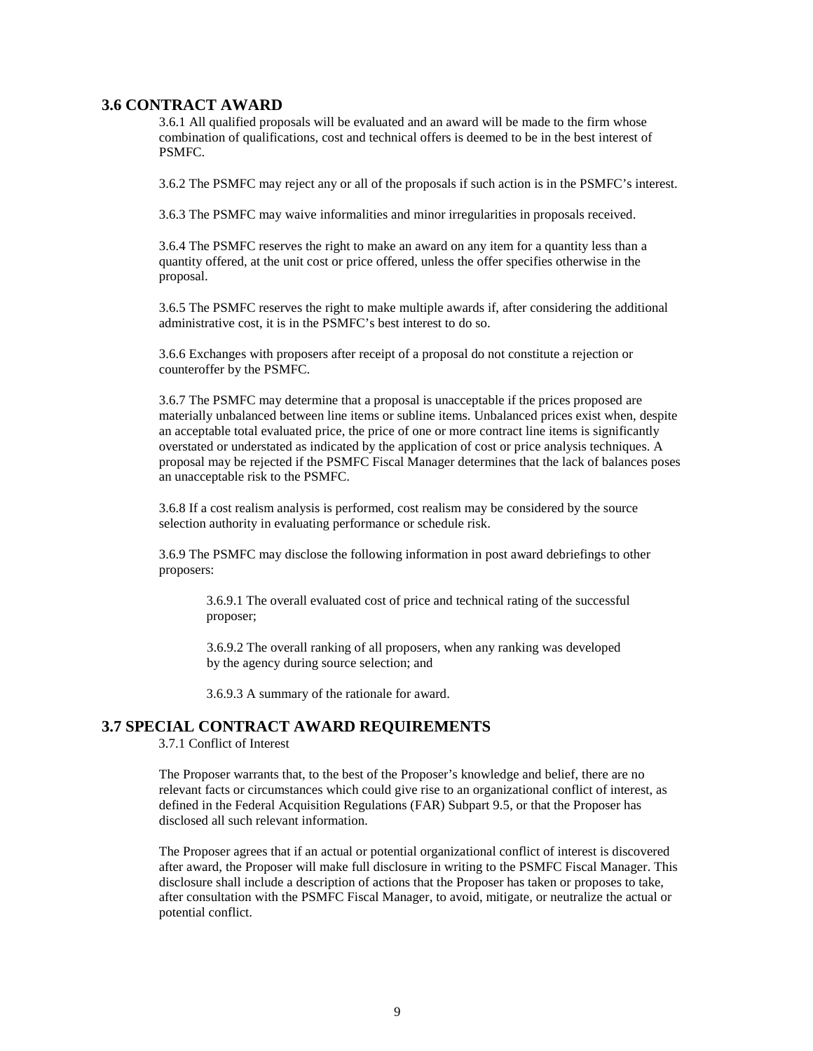## 3.6 CONTRACT AWARD

3.6.1 All qualified proposals will be evaluated and an award will be made to the firm whose combination of qualifications, cost and technical offers is deemed to be in the best interest of PSMFC.

3.6.2 The PSMFC may reject any or all of the proposals if such action is in the PSMFC's interest.

3.6.3 The PSMFC may waive informalities and minor irregularities in proposals received.

3.6.4 The PSMFC reserves the right to make an award on any item for a quantity less than a quantity offered, at the unit cost or price offered, unless the offer specifies otherwise in the proposal.

3.6.5 The PSMFC reserves the right to make multiple awards if, after considering the additional administrative cost, it is in the PSMFC's best interest to do so.

3.6.6 Exchanges with proposers after receipt of a proposal do not constitute a rejection or counteroffer by the PSMFC.

3.6.7 The PSMFC may determine that a proposal is unacceptable if the prices proposed are materially unbalanced between line items or subline items. Unbalanced prices exist when, despite an acceptable total evaluated price, the price of one or more contract line items is significantly overstated or understated as indicated by the application of cost or price analysis techniques. A proposal may be rejected if the PSMFC Fiscal Manager determines that the lack of balances poses an unacceptable risk to the PSMFC.

3.6.8 If a cost realism analysis is performed, cost realism may be considered by the source selection authority in evaluating performance or schedule risk.

3.6.9 The PSMFC may disclose the following information in post award debriefings to other proposers:

3.6.9.1 The overall evaluated cost of price and technical rating of the successful proposer;

3.6.9.2 The overall ranking of all proposers, when any ranking was developed by the agency during source selection; and

3.6.9.3 A summary of the rationale for award.

## 3.7 SPECIAL CONTRACT AWARD REQUIREMENTS

3.7.1 Conflict of Interest

The Proposer warrants that, to the best of the Proposer's knowledge and belief, there are no relevant facts or circumstances which could give rise to an organizational conflict of interest, as defined in the Federal Acquisition Regulations (FAR) Subpart 9.5, or that the Proposer has disclosed all such relevant information.

The Proposer agrees that if an actual or potential organizational conflict of interest is discovered after award, the Proposer will make full disclosure in writing to the PSMFC Fiscal Manager. This disclosure shall include a description of actions that the Proposer has taken or proposes to take, after consultation with the PSMFC Fiscal Manager, to avoid, mitigate, or neutralize the actual or potential conflict.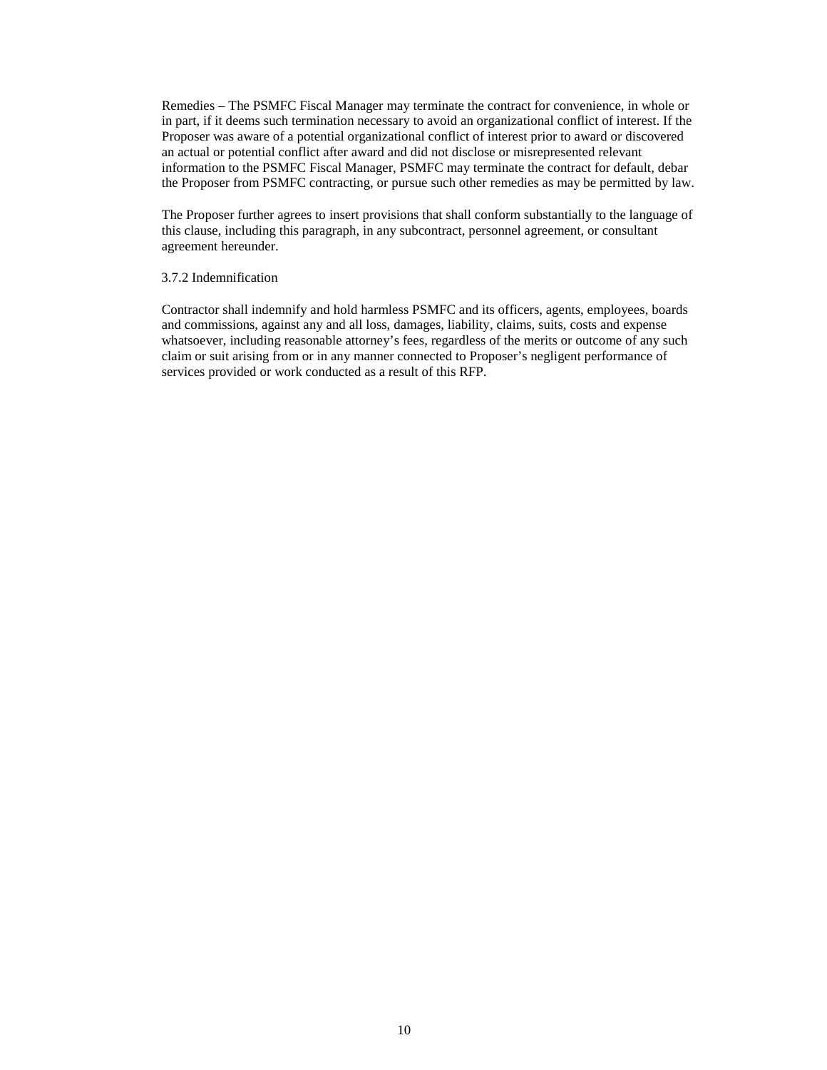Remedies – The PSMFC Fiscal Manager may terminate the contract for convenience, in whole or in part, if it deems such termination necessary to avoid an organizational conflict of interest. If the Proposer was aware of a potential organizational conflict of interest prior to award or discovered an actual or potential conflict after award and did not disclose or misrepresented relevant information to the PSMFC Fiscal Manager, PSMFC may terminate the contract for default, debar the Proposer from PSMFC contracting, or pursue such other remedies as may be permitted by law.

The Proposer further agrees to insert provisions that shall conform substantially to the language of this clause, including this paragraph, in any subcontract, personnel agreement, or consultant agreement hereunder.

3.7.2 Indemnification

Contractor shall indemnify and hold harmless PSMFC and its officers, agents, employees, boards and commissions, against any and all loss, damages, liability, claims, suits, costs and expense whatsoever, including reasonable attorney's fees, regardless of the merits or outcome of any such claim or suit arising from or in any manner connected to Proposer's negligent performance of services provided or work conducted as a result of this RFP.